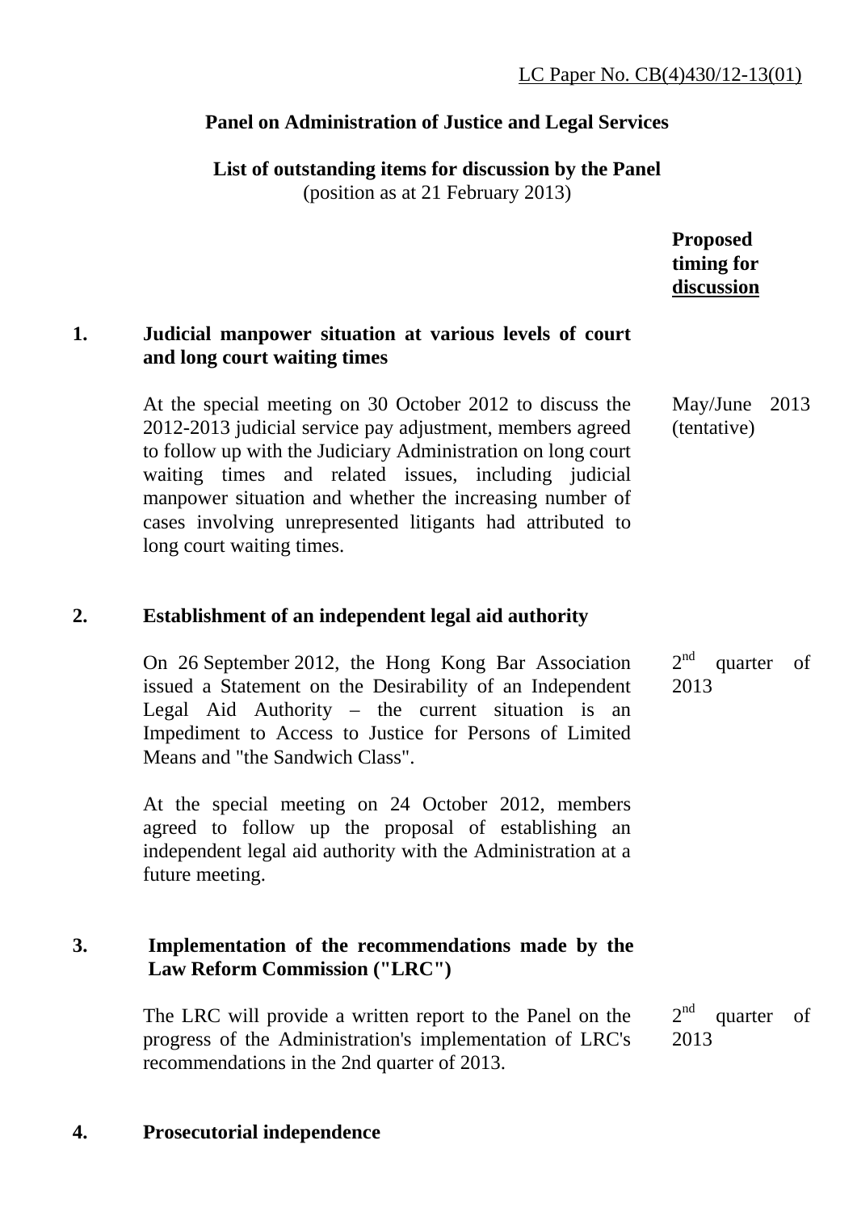LC Paper No. CB(4)430/12-13(01)

**Panel on Administration of Justice and Legal Services**

**List of outstanding items for discussion by the Panel**
(position as at 21 February 2013)

| | | **Proposed timing for discussion** |
|---|---|---|
| **1.** | **Judicial manpower situation at various levels of court and long court waiting times** | |
| | At the special meeting on 30 October 2012 to discuss the 2012-2013 judicial service pay adjustment, members agreed to follow up with the Judiciary Administration on long court waiting times and related issues, including judicial manpower situation and whether the increasing number of cases involving unrepresented litigants had attributed to long court waiting times. | May/June 2013 (tentative) |
| **2.** | **Establishment of an independent legal aid authority** | |
| | On 26 September 2012, the Hong Kong Bar Association issued a Statement on the Desirability of an Independent Legal Aid Authority – the current situation is an Impediment to Access to Justice for Persons of Limited Means and "the Sandwich Class".<br><br>At the special meeting on 24 October 2012, members agreed to follow up the proposal of establishing an independent legal aid authority with the Administration at a future meeting. | 2nd quarter of 2013 |
| **3.** | **Implementation of the recommendations made by the Law Reform Commission ("LRC")** | |
| | The LRC will provide a written report to the Panel on the progress of the Administration's implementation of LRC's recommendations in the 2nd quarter of 2013. | 2nd quarter of 2013 |
| **4.** | **Prosecutorial independence** | |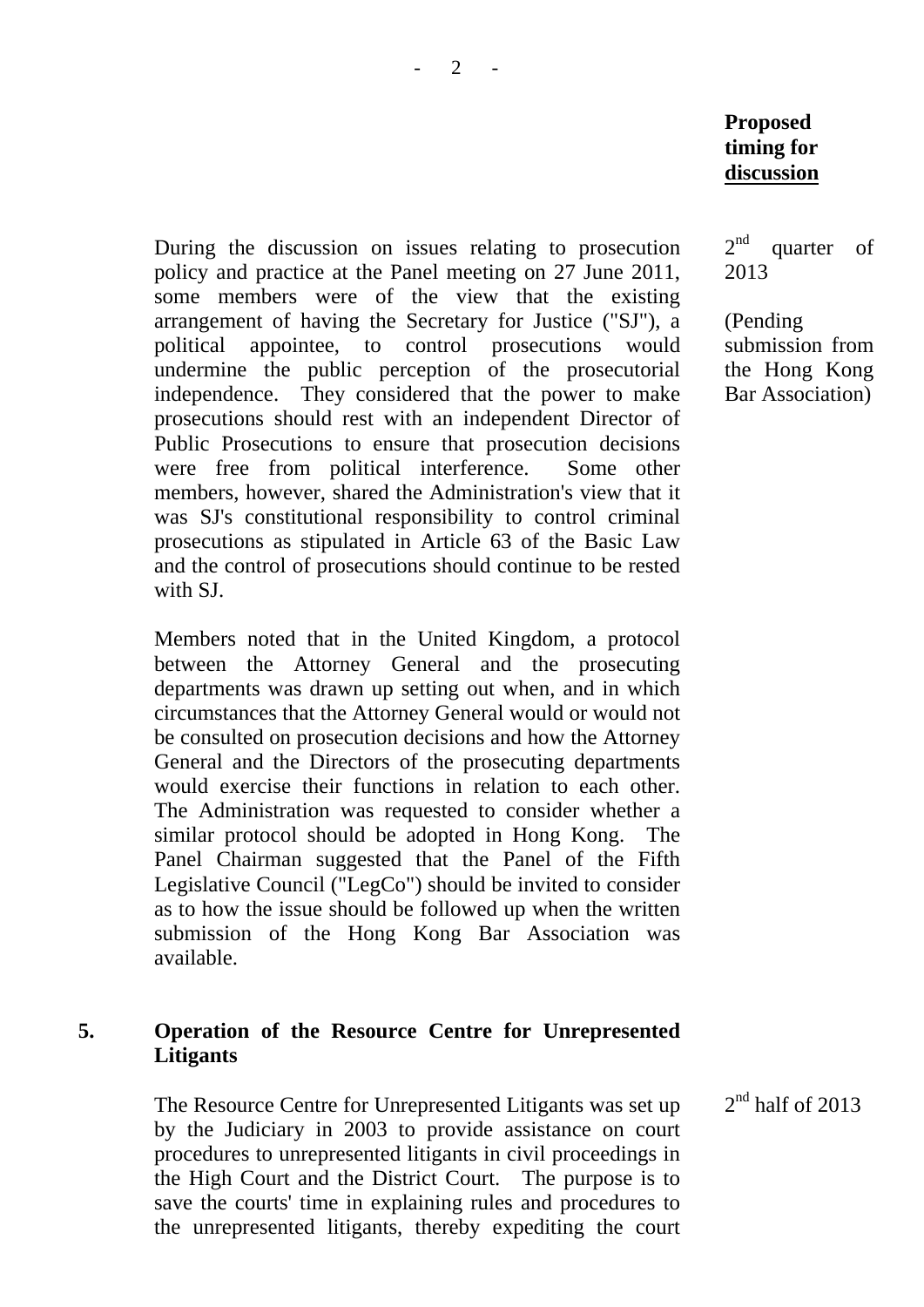| | | **Proposed timing for discussion** |
|---|---|---|
| | During the discussion on issues relating to prosecution policy and practice at the Panel meeting on 27 June 2011, some members were of the view that the existing arrangement of having the Secretary for Justice ("SJ"), a political appointee, to control prosecutions would undermine the public perception of the prosecutorial independence. They considered that the power to make prosecutions should rest with an independent Director of Public Prosecutions to ensure that prosecution decisions were free from political interference. Some other members, however, shared the Administration's view that it was SJ's constitutional responsibility to control criminal prosecutions as stipulated in Article 63 of the Basic Law and the control of prosecutions should continue to be rested with SJ.<br><br>Members noted that in the United Kingdom, a protocol between the Attorney General and the prosecuting departments was drawn up setting out when, and in which circumstances that the Attorney General would or would not be consulted on prosecution decisions and how the Attorney General and the Directors of the prosecuting departments would exercise their functions in relation to each other. The Administration was requested to consider whether a similar protocol should be adopted in Hong Kong. The Panel Chairman suggested that the Panel of the Fifth Legislative Council ("LegCo") should be invited to consider as to how the issue should be followed up when the written submission of the Hong Kong Bar Association was available. | 2nd quarter of 2013<br><br>(Pending submission from the Hong Kong Bar Association) |
| **5.** | **Operation of the Resource Centre for Unrepresented Litigants**<br><br>The Resource Centre for Unrepresented Litigants was set up by the Judiciary in 2003 to provide assistance on court procedures to unrepresented litigants in civil proceedings in the High Court and the District Court. The purpose is to save the courts' time in explaining rules and procedures to the unrepresented litigants, thereby expediting the court | 2nd half of 2013 |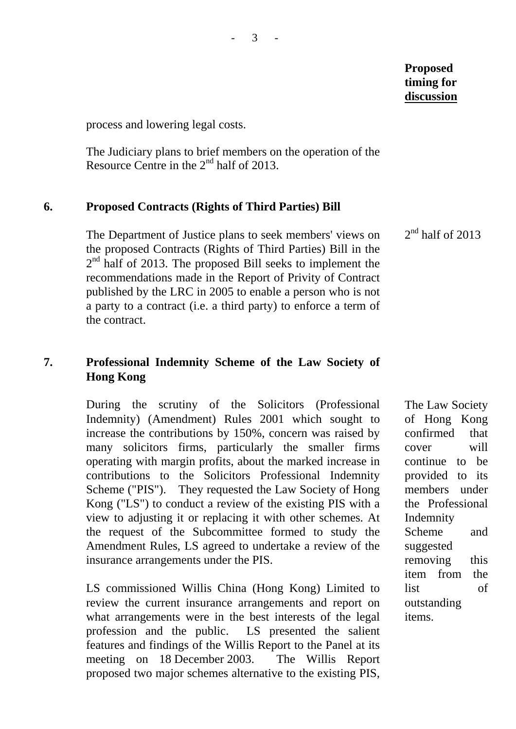**Proposed timing for discussion**

process and lowering legal costs.

The Judiciary plans to brief members on the operation of the Resource Centre in the 2nd half of 2013.

**6. Proposed Contracts (Rights of Third Parties) Bill**

The Department of Justice plans to seek members' views on the proposed Contracts (Rights of Third Parties) Bill in the 2nd half of 2013. The proposed Bill seeks to implement the recommendations made in the Report of Privity of Contract published by the LRC in 2005 to enable a person who is not a party to a contract (i.e. a third party) to enforce a term of the contract.

*Proposed timing for discussion:* 2nd half of 2013

**7. Professional Indemnity Scheme of the Law Society of Hong Kong**

During the scrutiny of the Solicitors (Professional Indemnity) (Amendment) Rules 2001 which sought to increase the contributions by 150%, concern was raised by many solicitors firms, particularly the smaller firms operating with margin profits, about the marked increase in contributions to the Solicitors Professional Indemnity Scheme ("PIS"). They requested the Law Society of Hong Kong ("LS") to conduct a review of the existing PIS with a view to adjusting it or replacing it with other schemes. At the request of the Subcommittee formed to study the Amendment Rules, LS agreed to undertake a review of the insurance arrangements under the PIS.

LS commissioned Willis China (Hong Kong) Limited to review the current insurance arrangements and report on what arrangements were in the best interests of the legal profession and the public. LS presented the salient features and findings of the Willis Report to the Panel at its meeting on 18 December 2003. The Willis Report proposed two major schemes alternative to the existing PIS,

*Proposed timing for discussion:* The Law Society of Hong Kong confirmed that cover will continue to be provided to its members under the Professional Indemnity Scheme and suggested removing this item from the list of outstanding items.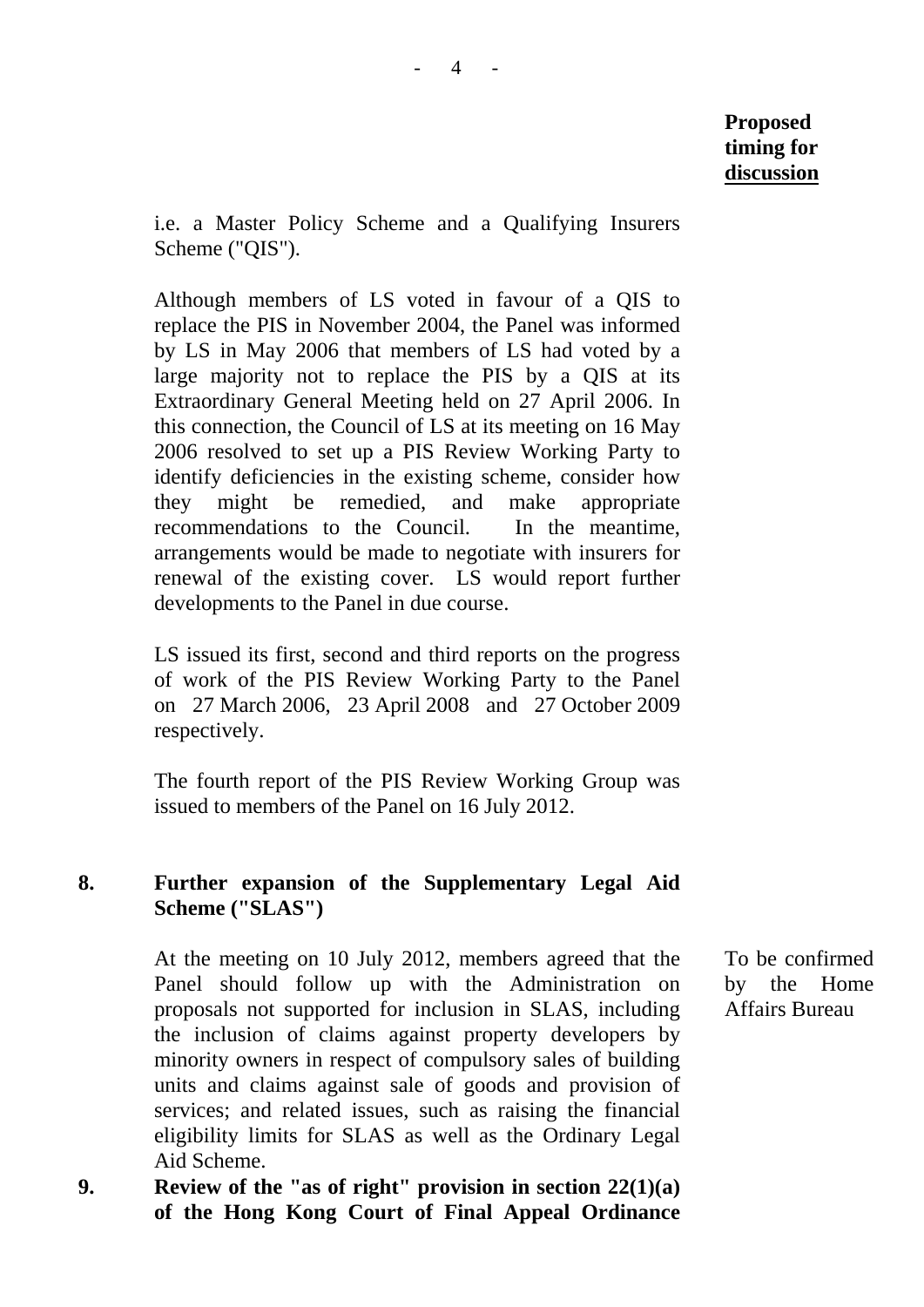**Proposed timing for discussion**

i.e. a Master Policy Scheme and a Qualifying Insurers Scheme ("QIS").

Although members of LS voted in favour of a QIS to replace the PIS in November 2004, the Panel was informed by LS in May 2006 that members of LS had voted by a large majority not to replace the PIS by a QIS at its Extraordinary General Meeting held on 27 April 2006. In this connection, the Council of LS at its meeting on 16 May 2006 resolved to set up a PIS Review Working Party to identify deficiencies in the existing scheme, consider how they might be remedied, and make appropriate recommendations to the Council. In the meantime, arrangements would be made to negotiate with insurers for renewal of the existing cover. LS would report further developments to the Panel in due course.

LS issued its first, second and third reports on the progress of work of the PIS Review Working Party to the Panel on 27 March 2006, 23 April 2008 and 27 October 2009 respectively.

The fourth report of the PIS Review Working Group was issued to members of the Panel on 16 July 2012.

**8. Further expansion of the Supplementary Legal Aid Scheme ("SLAS")**

At the meeting on 10 July 2012, members agreed that the Panel should follow up with the Administration on proposals not supported for inclusion in SLAS, including the inclusion of claims against property developers by minority owners in respect of compulsory sales of building units and claims against sale of goods and provision of services; and related issues, such as raising the financial eligibility limits for SLAS as well as the Ordinary Legal Aid Scheme.

*Proposed timing for discussion:* To be confirmed by the Home Affairs Bureau

**9. Review of the "as of right" provision in section 22(1)(a) of the Hong Kong Court of Final Appeal Ordinance**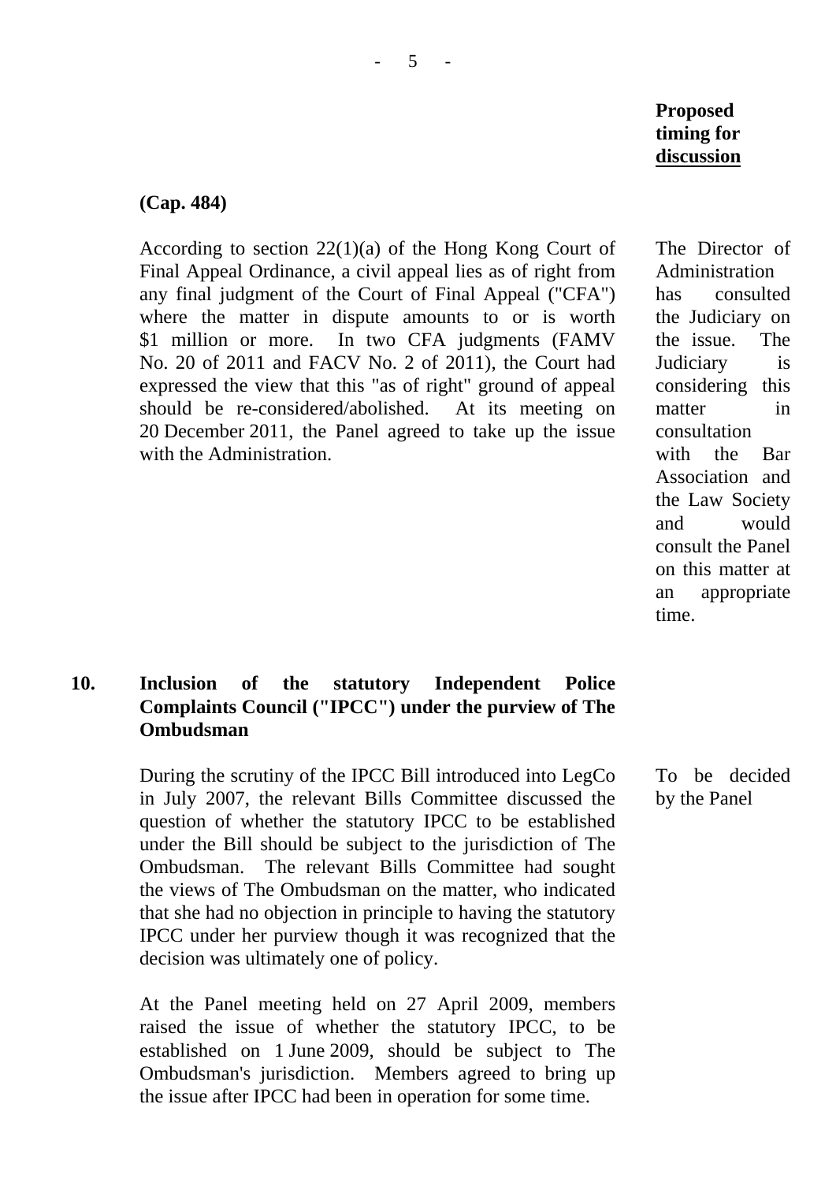| | | Proposed timing for discussion |
|---|---|---|
| | **(Cap. 484)**<br><br>According to section 22(1)(a) of the Hong Kong Court of Final Appeal Ordinance, a civil appeal lies as of right from any final judgment of the Court of Final Appeal ("CFA") where the matter in dispute amounts to or is worth $1 million or more. In two CFA judgments (FAMV No. 20 of 2011 and FACV No. 2 of 2011), the Court had expressed the view that this "as of right" ground of appeal should be re-considered/abolished. At its meeting on 20 December 2011, the Panel agreed to take up the issue with the Administration. | The Director of Administration has consulted the Judiciary on the issue. The Judiciary is considering this matter in consultation with the Bar Association and the Law Society and would consult the Panel on this matter at an appropriate time. |
| **10.** | **Inclusion of the statutory Independent Police Complaints Council ("IPCC") under the purview of The Ombudsman**<br><br>During the scrutiny of the IPCC Bill introduced into LegCo in July 2007, the relevant Bills Committee discussed the question of whether the statutory IPCC to be established under the Bill should be subject to the jurisdiction of The Ombudsman. The relevant Bills Committee had sought the views of The Ombudsman on the matter, who indicated that she had no objection in principle to having the statutory IPCC under her purview though it was recognized that the decision was ultimately one of policy.<br><br>At the Panel meeting held on 27 April 2009, members raised the issue of whether the statutory IPCC, to be established on 1 June 2009, should be subject to The Ombudsman's jurisdiction. Members agreed to bring up the issue after IPCC had been in operation for some time. | To be decided by the Panel |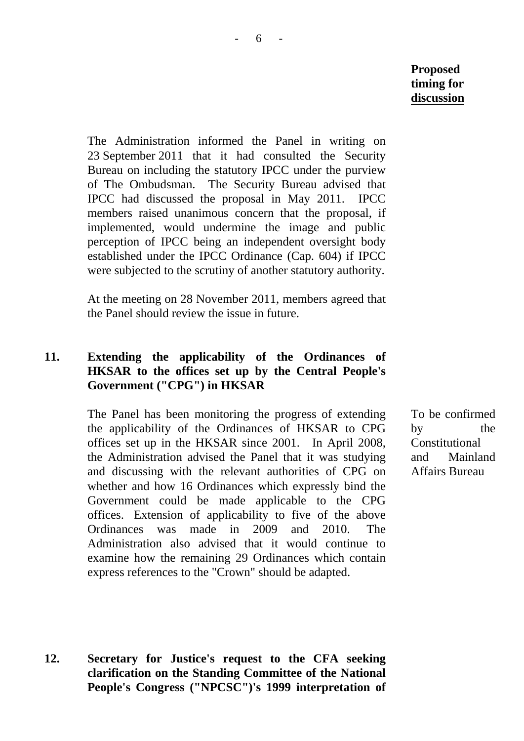**Proposed timing for discussion**

The Administration informed the Panel in writing on 23 September 2011 that it had consulted the Security Bureau on including the statutory IPCC under the purview of The Ombudsman. The Security Bureau advised that IPCC had discussed the proposal in May 2011. IPCC members raised unanimous concern that the proposal, if implemented, would undermine the image and public perception of IPCC being an independent oversight body established under the IPCC Ordinance (Cap. 604) if IPCC were subjected to the scrutiny of another statutory authority.

At the meeting on 28 November 2011, members agreed that the Panel should review the issue in future.

**11. Extending the applicability of the Ordinances of HKSAR to the offices set up by the Central People's Government ("CPG") in HKSAR**

The Panel has been monitoring the progress of extending the applicability of the Ordinances of HKSAR to CPG offices set up in the HKSAR since 2001. In April 2008, the Administration advised the Panel that it was studying and discussing with the relevant authorities of CPG on whether and how 16 Ordinances which expressly bind the Government could be made applicable to the CPG offices. Extension of applicability to five of the above Ordinances was made in 2009 and 2010. The Administration also advised that it would continue to examine how the remaining 29 Ordinances which contain express references to the "Crown" should be adapted.

*Proposed timing for discussion:* To be confirmed by the Constitutional and Mainland Affairs Bureau

**12. Secretary for Justice's request to the CFA seeking clarification on the Standing Committee of the National People's Congress ("NPCSC")'s 1999 interpretation of**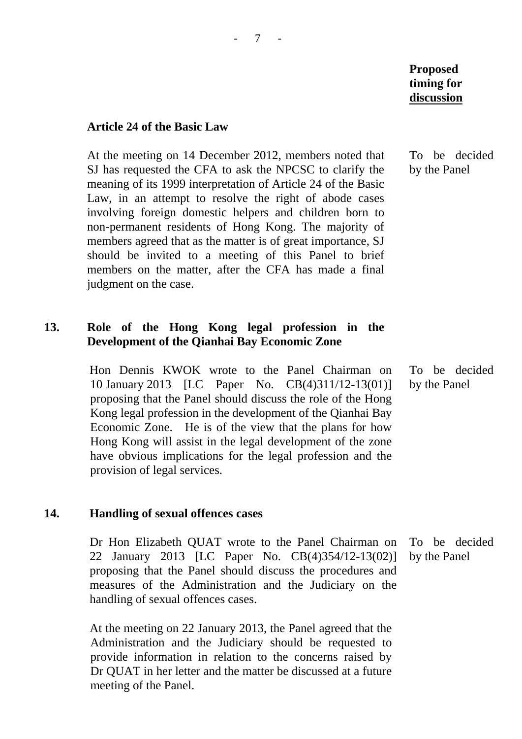**Proposed timing for discussion**

**Article 24 of the Basic Law**

| | |
|---|---|
| At the meeting on 14 December 2012, members noted that SJ has requested the CFA to ask the NPCSC to clarify the meaning of its 1999 interpretation of Article 24 of the Basic Law, in an attempt to resolve the right of abode cases involving foreign domestic helpers and children born to non-permanent residents of Hong Kong. The majority of members agreed that as the matter is of great importance, SJ should be invited to a meeting of this Panel to brief members on the matter, after the CFA has made a final judgment on the case. | To be decided by the Panel |

**13. Role of the Hong Kong legal profession in the Development of the Qianhai Bay Economic Zone**

| | |
|---|---|
| Hon Dennis KWOK wrote to the Panel Chairman on 10 January 2013 [LC Paper No. CB(4)311/12-13(01)] proposing that the Panel should discuss the role of the Hong Kong legal profession in the development of the Qianhai Bay Economic Zone. He is of the view that the plans for how Hong Kong will assist in the legal development of the zone have obvious implications for the legal profession and the provision of legal services. | To be decided by the Panel |

**14. Handling of sexual offences cases**

| | |
|---|---|
| Dr Hon Elizabeth QUAT wrote to the Panel Chairman on 22 January 2013 [LC Paper No. CB(4)354/12-13(02)] proposing that the Panel should discuss the procedures and measures of the Administration and the Judiciary on the handling of sexual offences cases. | To be decided by the Panel |

At the meeting on 22 January 2013, the Panel agreed that the Administration and the Judiciary should be requested to provide information in relation to the concerns raised by Dr QUAT in her letter and the matter be discussed at a future meeting of the Panel.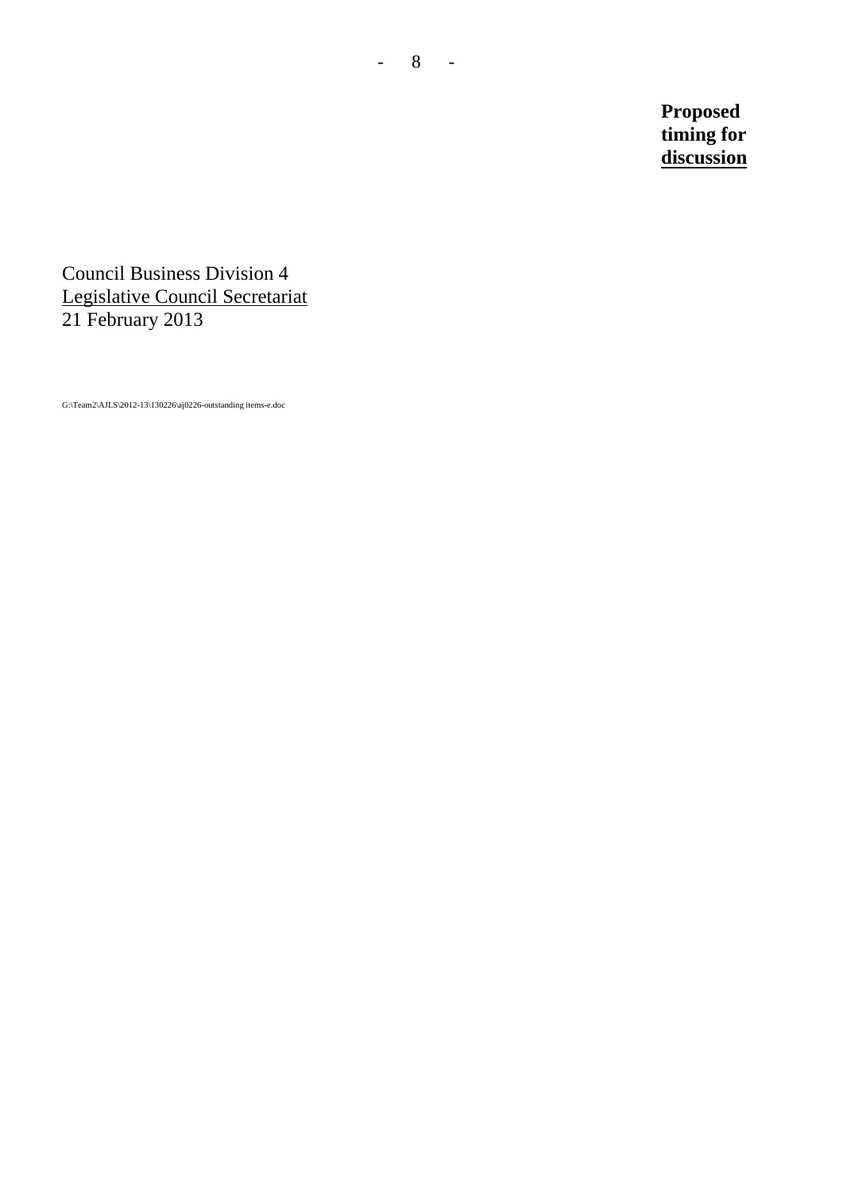**Proposed timing for discussion**

Council Business Division 4
Legislative Council Secretariat
21 February 2013

G:\Team2\AJLS\2012-13\130226\aj0226-outstanding items-e.doc